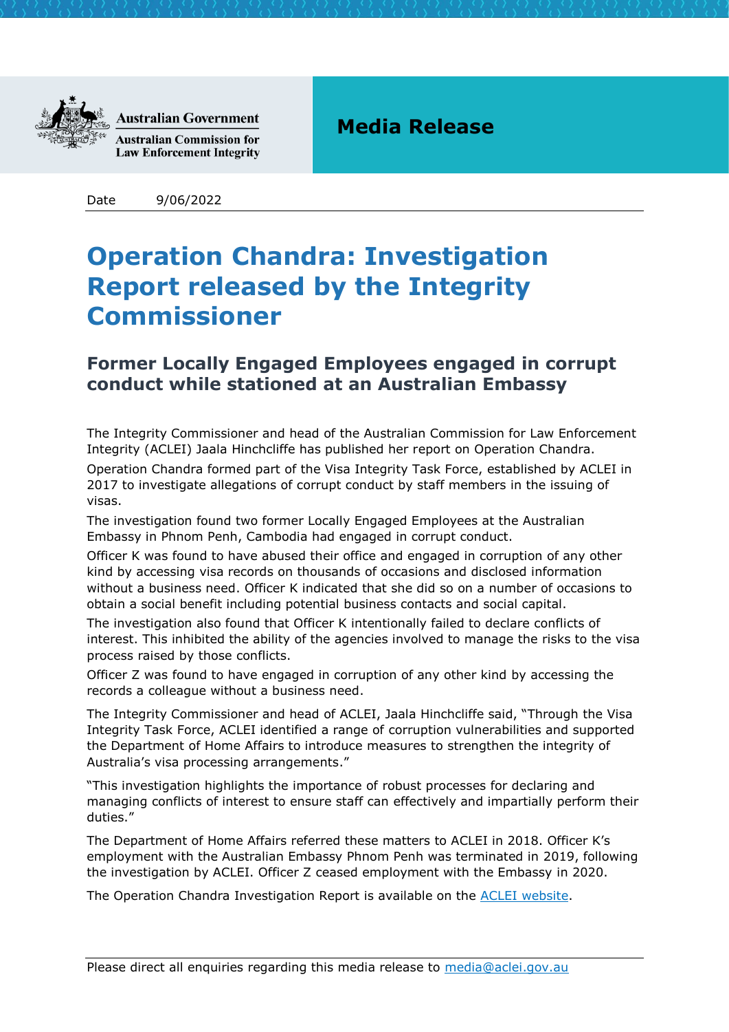Australian Government

Australian Commission for Law Enforcement Integrity

**Media Release**

Date 9/06/2022

# Operation Chandra: Investigation Report released by the Integrity Commissioner

## Former Locally Engaged Employees engaged in corrupt conduct while stationed at an Australian Embassy

The Integrity Commissioner and head of the Australian Commission for Law Enforcement Integrity (ACLEI) Jaala Hinchcliffe has published her report on Operation Chandra.

Operation Chandra formed part of the Visa Integrity Task Force, established by ACLEI in 2017 to investigate allegations of corrupt conduct by staff members in the issuing of visas.

The investigation found two former Locally Engaged Employees at the Australian Embassy in Phnom Penh, Cambodia had engaged in corrupt conduct.

Officer K was found to have abused their office and engaged in corruption of any other kind by accessing visa records on thousands of occasions and disclosed information without a business need. Officer K indicated that she did so on a number of occasions to obtain a social benefit including potential business contacts and social capital.

The investigation also found that Officer K intentionally failed to declare conflicts of interest. This inhibited the ability of the agencies involved to manage the risks to the visa process raised by those conflicts.

Officer Z was found to have engaged in corruption of any other kind by accessing the records a colleague without a business need.

The Integrity Commissioner and head of ACLEI, Jaala Hinchcliffe said, "Through the Visa Integrity Task Force, ACLEI identified a range of corruption vulnerabilities and supported the Department of Home Affairs to introduce measures to strengthen the integrity of Australia's visa processing arrangements."

"This investigation highlights the importance of robust processes for declaring and managing conflicts of interest to ensure staff can effectively and impartially perform their duties."

The Department of Home Affairs referred these matters to ACLEI in 2018. Officer K's employment with the Australian Embassy Phnom Penh was terminated in 2019, following the investigation by ACLEI. Officer Z ceased employment with the Embassy in 2020.

The Operation Chandra Investigation Report is available on the [ACLEI website](ACLEI website).

Please direct all enquiries regarding this media release to media@aclei.gov.au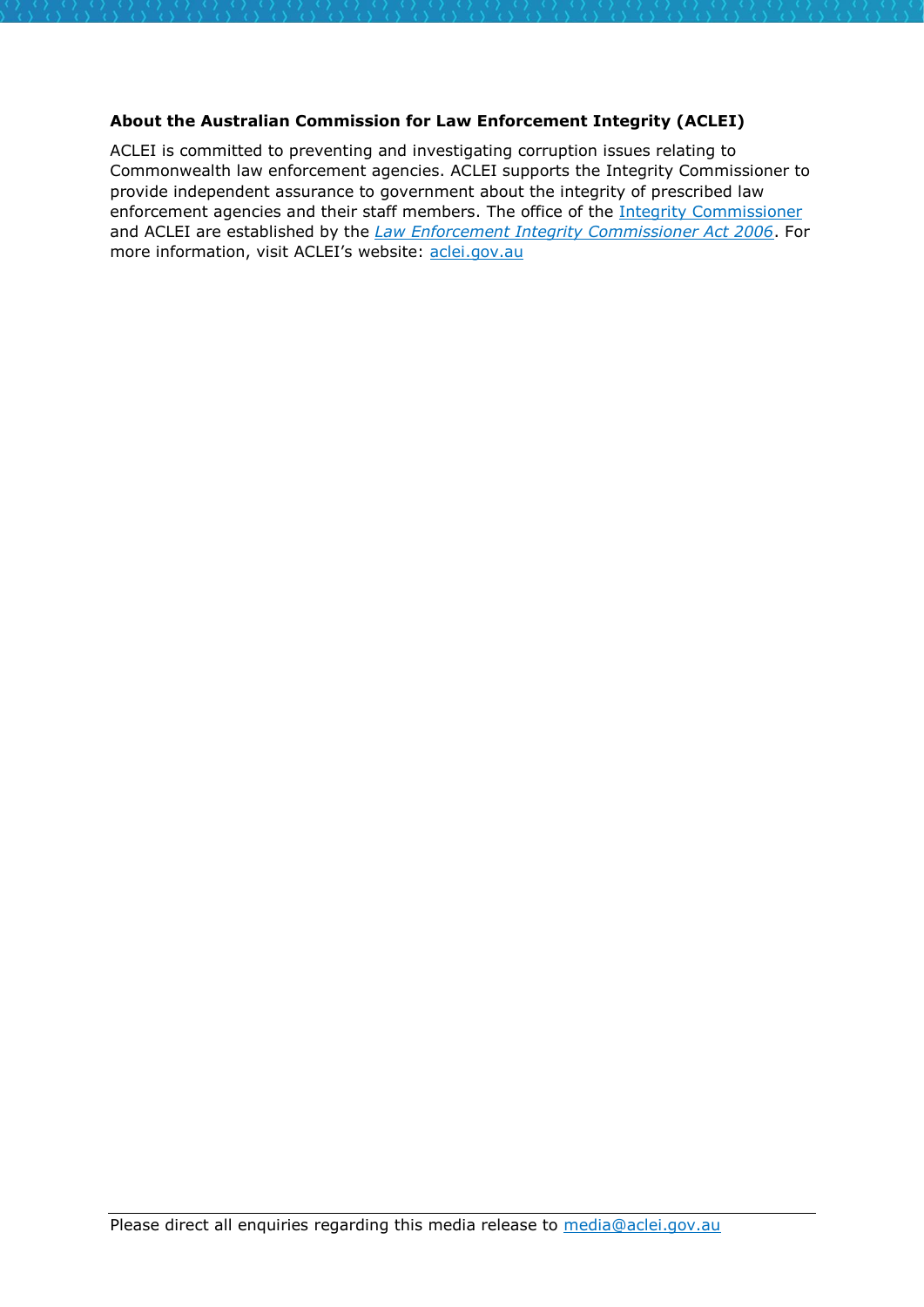**About the Australian Commission for Law Enforcement Integrity (ACLEI)**

ACLEI is committed to preventing and investigating corruption issues relating to Commonwealth law enforcement agencies. ACLEI supports the Integrity Commissioner to provide independent assurance to government about the integrity of prescribed law enforcement agencies and their staff members. The office of the Integrity Commissioner and ACLEI are established by the *Law Enforcement Integrity Commissioner Act 2006*. For more information, visit ACLEI's website: aclei.gov.au

Please direct all enquiries regarding this media release to media@aclei.gov.au